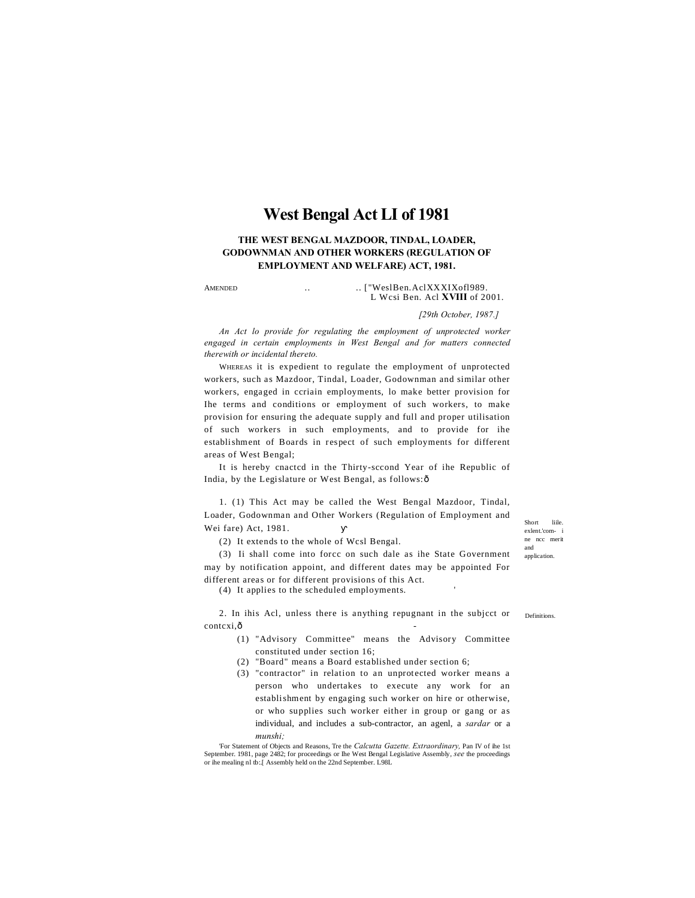# West Bengal Act LI of 1981

## THE WEST BENGAL MAZDOOR, TINDAL, LOADER, GODOWNMAN AND OTHER WORKERS (REGULATION OF EMPLOYMENT AND WELFARE) ACT, 1981.

AMENDED .. .. ["WeslBen.AclXXXIXofl989.
L Wcsi Ben. Acl **XVIII** of 2001.

*[29th October, 1987.]*

*An Act lo provide for regulating the employment of unprotected worker engaged in certain employments in West Bengal and for matters connected therewith or incidental thereto.*

WHEREAS it is expedient to regulate the employment of unprotected workers, such as Mazdoor, Tindal, Loader, Godownman and similar other workers, engaged in ccriain employments, lo make better provision for Ihe terms and conditions or employment of such workers, to make provision for ensuring the adequate supply and full and proper utilisation of such workers in such employments, and to provide for ihe establishment of Boards in respect of such employments for different areas of West Bengal;

It is hereby cnactcd in the Thirty-sccond Year of ihe Republic of India, by the Legislature or West Bengal, as follows:—

Short liile. exlent.'com- ine ncc merit and application.

1. (1) This Act may be called the West Bengal Mazdoor, Tindal, Loader, Godownman and Other Workers (Regulation of Employment and Wei fare) Act, 1981.

(2) It extends to the whole of Wcsl Bengal.

(3) Ii shall come into forcc on such dale as ihe State Government may by notification appoint, and different dates may be appointed For different areas or for different provisions of this Act.

(4) It applies to the scheduled employments.

Definitions.

2. In ihis Acl, unless there is anything repugnant in the subjcct or contcxi,—

(1) "Advisory Committee" means the Advisory Committee constituted under section 16;

(2) "Board" means a Board established under section 6;

(3) "contractor" in relation to an unprotected worker means a person who undertakes to execute any work for an establishment by engaging such worker on hire or otherwise, or who supplies such worker either in group or gang or as individual, and includes a sub-contractor, an agenl, a *sardar* or a *munshi;*

'For Statement of Objects and Reasons, Tre the *Calcutta Gazette. Extraordinary,* Pan IV of ihe 1st September. 1981, page 2482; for proceedings or Ihe West Bengal Legislative Assembly, *see* the proceedings or ihe mealing nl tb:.[ Assembly held on the 22nd September. L98L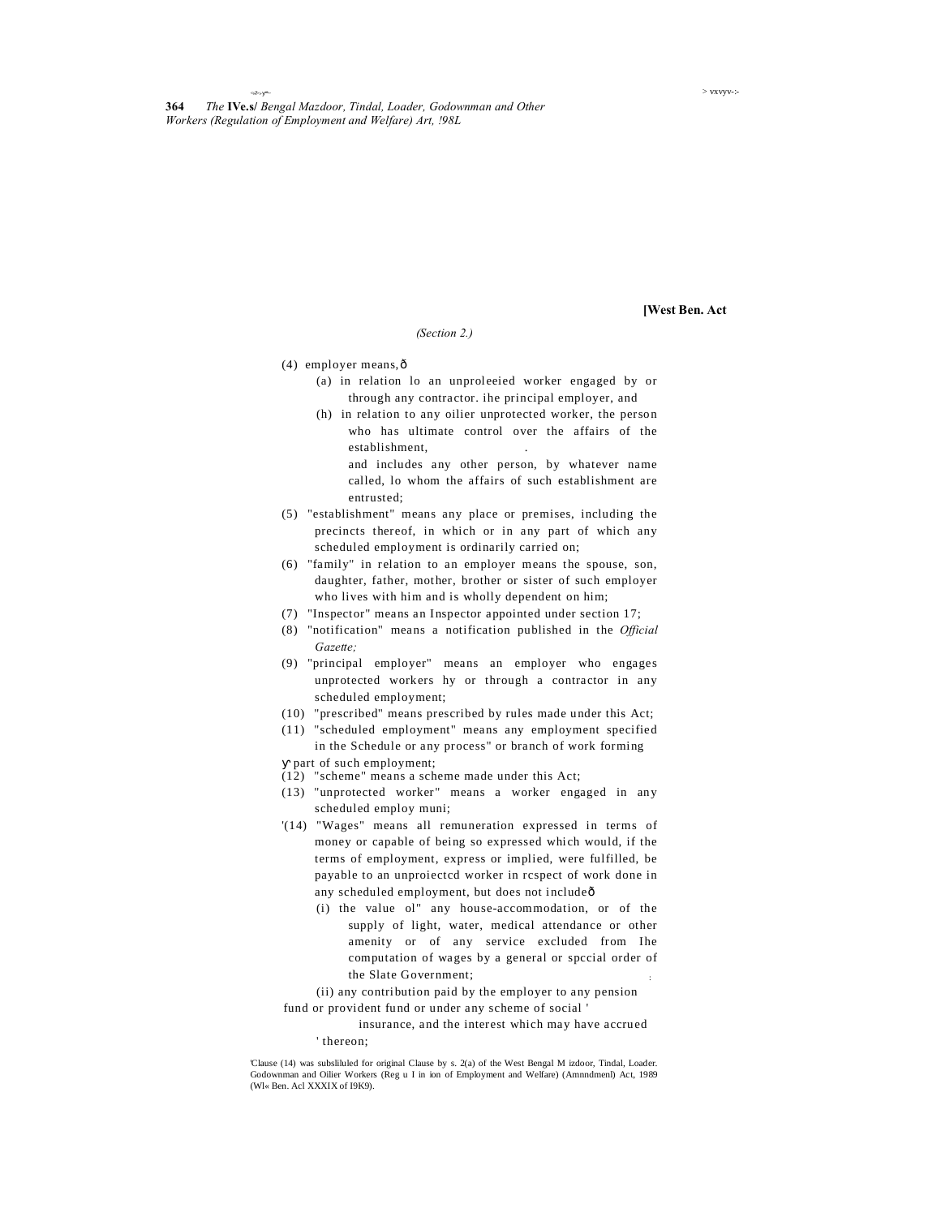[West Ben. Act

*(Section 2.)*

(4) employer means,—

(a) in relation lo an unproleeied worker engaged by or through any contractor. ihe principal employer, and

(h) in relation to any oilier unprotected worker, the person who has ultimate control over the affairs of the establishment,

and includes any other person, by whatever name called, lo whom the affairs of such establishment are entrusted;

(5) "establishment" means any place or premises, including the precincts thereof, in which or in any part of which any scheduled employment is ordinarily carried on;

(6) "family" in relation to an employer means the spouse, son, daughter, father, mother, brother or sister of such employer who lives with him and is wholly dependent on him;

(7) "Inspector" means an Inspector appointed under section 17;

(8) "notification" means a notification published in the *Official Gazette;*

(9) "principal employer" means an employer who engages unprotected workers hy or through a contractor in any scheduled employment;

(10) "prescribed" means prescribed by rules made under this Act;

(11) "scheduled employment" means any employment specified in the Schedule or any process" or branch of work forming part of such employment;

(12) "scheme" means a scheme made under this Act;

(13) "unprotected worker" means a worker engaged in any scheduled employ muni;

'(14) "Wages" means all remuneration expressed in terms of money or capable of being so expressed which would, if the terms of employment, express or implied, were fulfilled, be payable to an unproiectcd worker in rcspect of work done in any scheduled employment, but does not include—

(i) the value ol" any house-accommodation, or of the supply of light, water, medical attendance or other amenity or of any service excluded from Ihe computation of wages by a general or spccial order of the Slate Government;

(ii) any contribution paid by the employer to any pension fund or provident fund or under any scheme of social insurance, and the interest which may have accrued thereon;

'Clause (14) was subsliluled for original Clause by s. 2(a) of the West Bengal M izdoor, Tindal, Loader. Godownman and Oilier Workers (Reg u I in ion of Employment and Welfare) (Amnndmenl) Act, 1989 (Wl« Ben. Acl XXXIX of I9K9).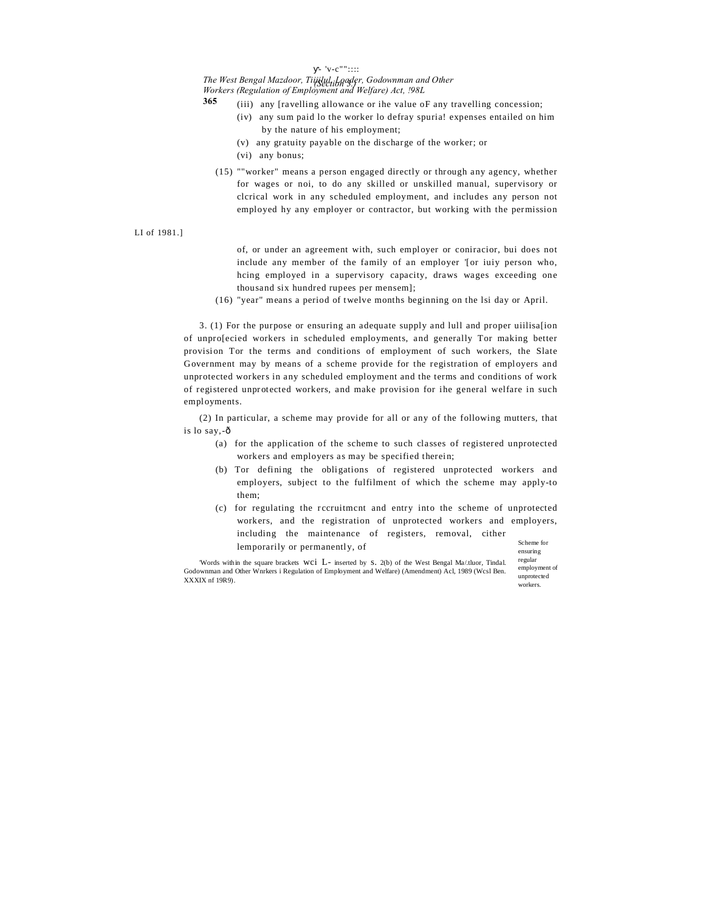(iii) any [ravelling allowance or ihe value oF any travelling concession;

(iv) any sum paid lo the worker lo defray spuria! expenses entailed on him by the nature of his employment;

(v) any gratuity payable on the discharge of the worker; or

(vi) any bonus;

(15) ""worker" means a person engaged directly or through any agency, whether for wages or noi, to do any skilled or unskilled manual, supervisory or clcrical work in any scheduled employment, and includes any person not employed hy any employer or contractor, but working with the permission of, or under an agreement with, such employer or coniracior, bui does not include any member of the family of an employer '[or iuiy person who, hcing employed in a supervisory capacity, draws wages exceeding one thousand six hundred rupees per mensem];

(16) "year" means a period of twelve months beginning on the lsi day or April.

Scheme for ensuring regular employment of unprotected workers.

3. (1) For the purpose or ensuring an adequate supply and lull and proper uiilisa[ion of unpro[ecied workers in scheduled employments, and generally Tor making better provision Tor the terms and conditions of employment of such workers, the Slate Government may by means of a scheme provide for the registration of employers and unprotected workers in any scheduled employment and the terms and conditions of work of registered unprotected workers, and make provision for ihe general welfare in such employments.

(2) In particular, a scheme may provide for all or any of the following mutters, that is lo say,—

(a) for the application of the scheme to such classes of registered unprotected workers and employers as may be specified therein;

(b) Tor defining the obligations of registered unprotected workers and employers, subject to the fulfilment of which the scheme may apply-to them;

(c) for regulating the rccruitmcnt and entry into the scheme of unprotected workers, and the registration of unprotected workers and employers, including the maintenance of registers, removal, cither lemporarily or permanently, of

'Words within the square brackets wci L- inserted by s. 2(b) of the West Bengal Ma/.tluor, Tindal. Godownman and Other Wnrkers i Regulation of Employment and Welfare) (Amendment) Acl, 1989 (Wcsl Ben. XXXIX nf 19R9).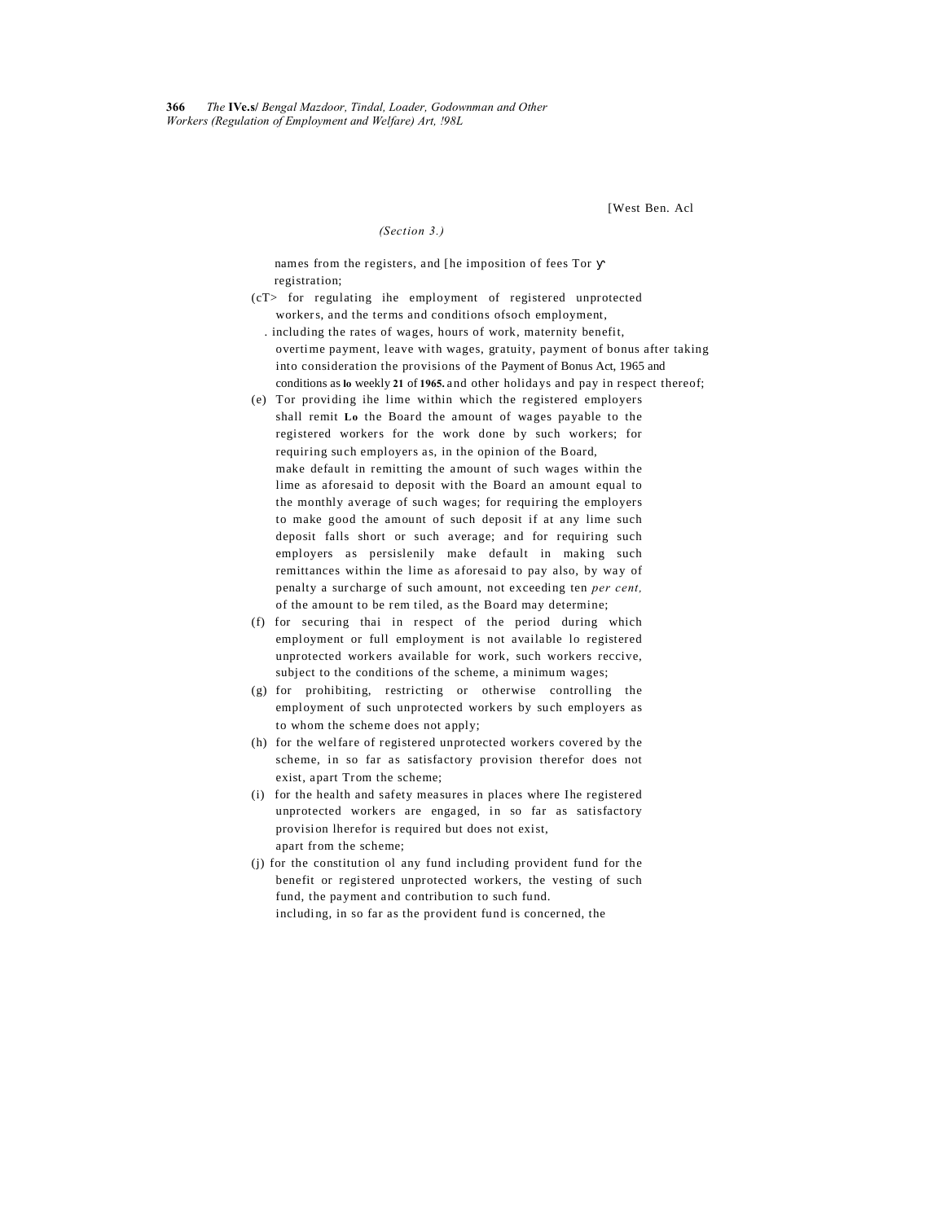[West Ben. Acl

*(Section 3.)*

names from the registers, and [he imposition of fees Tor y registration;

(cT> for regulating ihe employment of registered unprotected workers, and the terms and conditions ofsoch employment, . including the rates of wages, hours of work, maternity benefit, overtime payment, leave with wages, gratuity, payment of bonus after taking into consideration the provisions of the Payment of Bonus Act, 1965 and conditions as **lo** weekly **21** of **1965.** and other holidays and pay in respect thereof;

(e) Tor providing ihe lime within which the registered employers shall remit **Lo** the Board the amount of wages payable to the registered workers for the work done by such workers; for requiring such employers as, in the opinion of the Board, make default in remitting the amount of such wages within the lime as aforesaid to deposit with the Board an amount equal to the monthly average of such wages; for requiring the employers to make good the amount of such deposit if at any lime such deposit falls short or such average; and for requiring such employers as persislenily make default in making such remittances within the lime as aforesaid to pay also, by way of penalty a surcharge of such amount, not exceeding ten *per cent,* of the amount to be rem tiled, as the Board may determine;

(f) for securing thai in respect of the period during which employment or full employment is not available lo registered unprotected workers available for work, such workers reccive, subject to the conditions of the scheme, a minimum wages;

(g) for prohibiting, restricting or otherwise controlling the employment of such unprotected workers by such employers as to whom the scheme does not apply;

(h) for the welfare of registered unprotected workers covered by the scheme, in so far as satisfactory provision therefor does not exist, apart Trom the scheme;

(i) for the health and safety measures in places where Ihe registered unprotected workers are engaged, in so far as satisfactory provision lherefor is required but does not exist, apart from the scheme;

(j) for the constitution ol any fund including provident fund for the benefit or registered unprotected workers, the vesting of such fund, the payment and contribution to such fund. including, in so far as the provident fund is concerned, the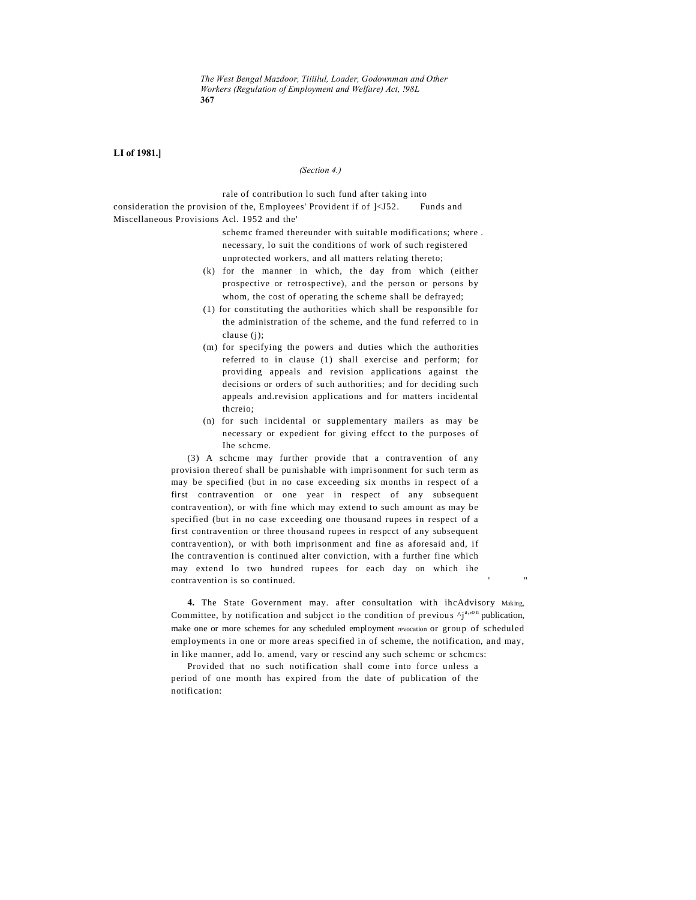**LI of 1981.]**

*(Section 4.)*

rale of contribution lo such fund after taking into consideration the provision of the, Employees' Provident if of ]<J52. Funds and Miscellaneous Provisions Acl. 1952 and the' schemc framed thereunder with suitable modifications; where . necessary, lo suit the conditions of work of such registered unprotected workers, and all matters relating thereto;

(k) for the manner in which, the day from which (either prospective or retrospective), and the person or persons by whom, the cost of operating the scheme shall be defrayed;

(1) for constituting the authorities which shall be responsible for the administration of the scheme, and the fund referred to in clause (j);

(m) for specifying the powers and duties which the authorities referred to in clause (1) shall exercise and perform; for providing appeals and revision applications against the decisions or orders of such authorities; and for deciding such appeals and.revision applications and for matters incidental thcreio;

(n) for such incidental or supplementary mailers as may be necessary or expedient for giving effcct to the purposes of Ihe schcme.

(3) A schcme may further provide that a contravention of any provision thereof shall be punishable with imprisonment for such term as may be specified (but in no case exceeding six months in respect of a first contravention or one year in respect of any subsequent contravention), or with fine which may extend to such amount as may be specified (but in no case exceeding one thousand rupees in respect of a first contravention or three thousand rupees in respcct of any subsequent contravention), or with both imprisonment and fine as aforesaid and, if Ihe contravention is continued alter conviction, with a further fine which may extend lo two hundred rupees for each day on which ihe contravention is so continued.

Making, revocation

**4.** The State Government may. after consultation with ihcAdvisory Committee, by notification and subjcct io the condition of previous publication, make one or more schemes for any scheduled employment or group of scheduled employments in one or more areas specified in of scheme, the notification, and may, in like manner, add lo. amend, vary or rescind any such schemc or schcmcs:

Provided that no such notification shall come into force unless a period of one month has expired from the date of publication of the notification: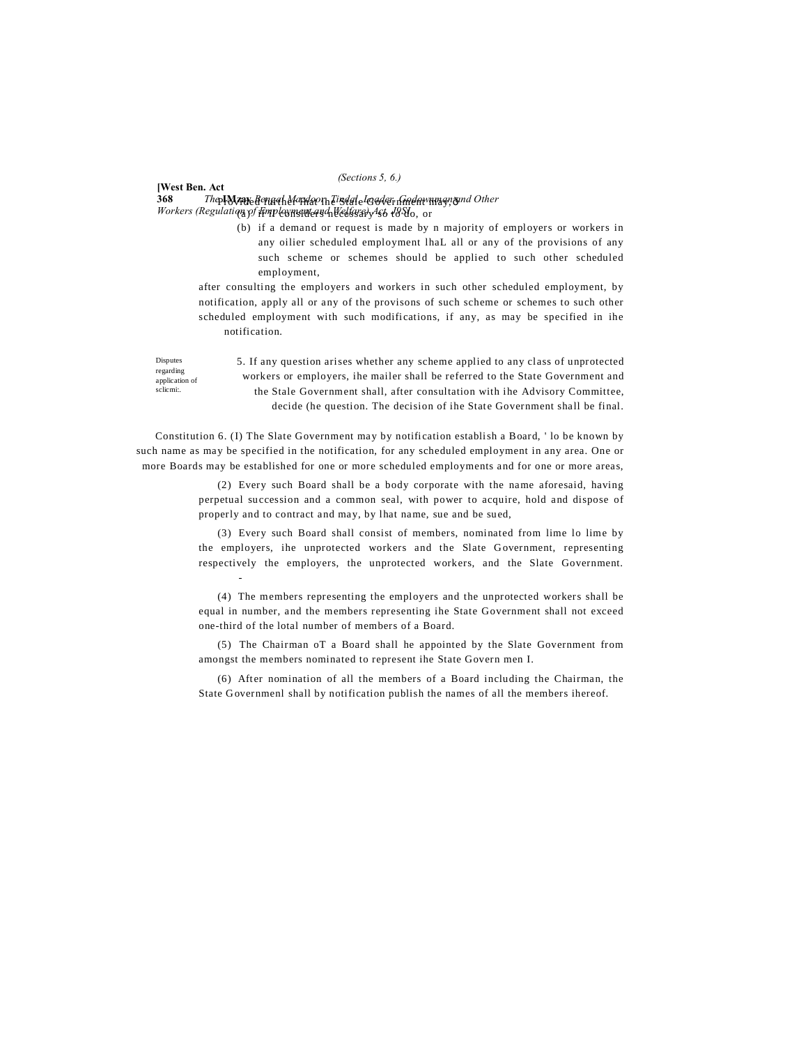Provided further that the State Government may,—

(a) if it considers necessary so to do, or

(b) if a demand or request is made by n majority of employers or workers in any oilier scheduled employment lhaL all or any of the provisions of any such scheme or schemes should be applied to such other scheduled employment,

after consulting the employers and workers in such other scheduled employment, by notification, apply all or any of the provisons of such scheme or schemes to such other scheduled employment with such modifications, if any, as may be specified in ihe notification.

Disputes regarding application of sclicmi:.

5. If any question arises whether any scheme applied to any class of unprotected workers or employers, ihe mailer shall be referred to the State Government and the Stale Government shall, after consultation with ihe Advisory Committee, decide (he question. The decision of ihe State Government shall be final.

Constitution 6. (I) The Slate Government may by notification establish a Board, ' lo be known by such name as may be specified in the notification, for any scheduled employment in any area. One or more Boards may be established for one or more scheduled employments and for one or more areas,

(2) Every such Board shall be a body corporate with the name aforesaid, having perpetual succession and a common seal, with power to acquire, hold and dispose of properly and to contract and may, by lhat name, sue and be sued,

(3) Every such Board shall consist of members, nominated from lime lo lime by the employers, ihe unprotected workers and the Slate Government, representing respectively the employers, the unprotected workers, and the Slate Government.

(4) The members representing the employers and the unprotected workers shall be equal in number, and the members representing ihe State Government shall not exceed one-third of the lotal number of members of a Board.

(5) The Chairman oT a Board shall he appointed by the Slate Government from amongst the members nominated to represent ihe State Govern men I.

(6) After nomination of all the members of a Board including the Chairman, the State Governmenl shall by notification publish the names of all the members ihereof.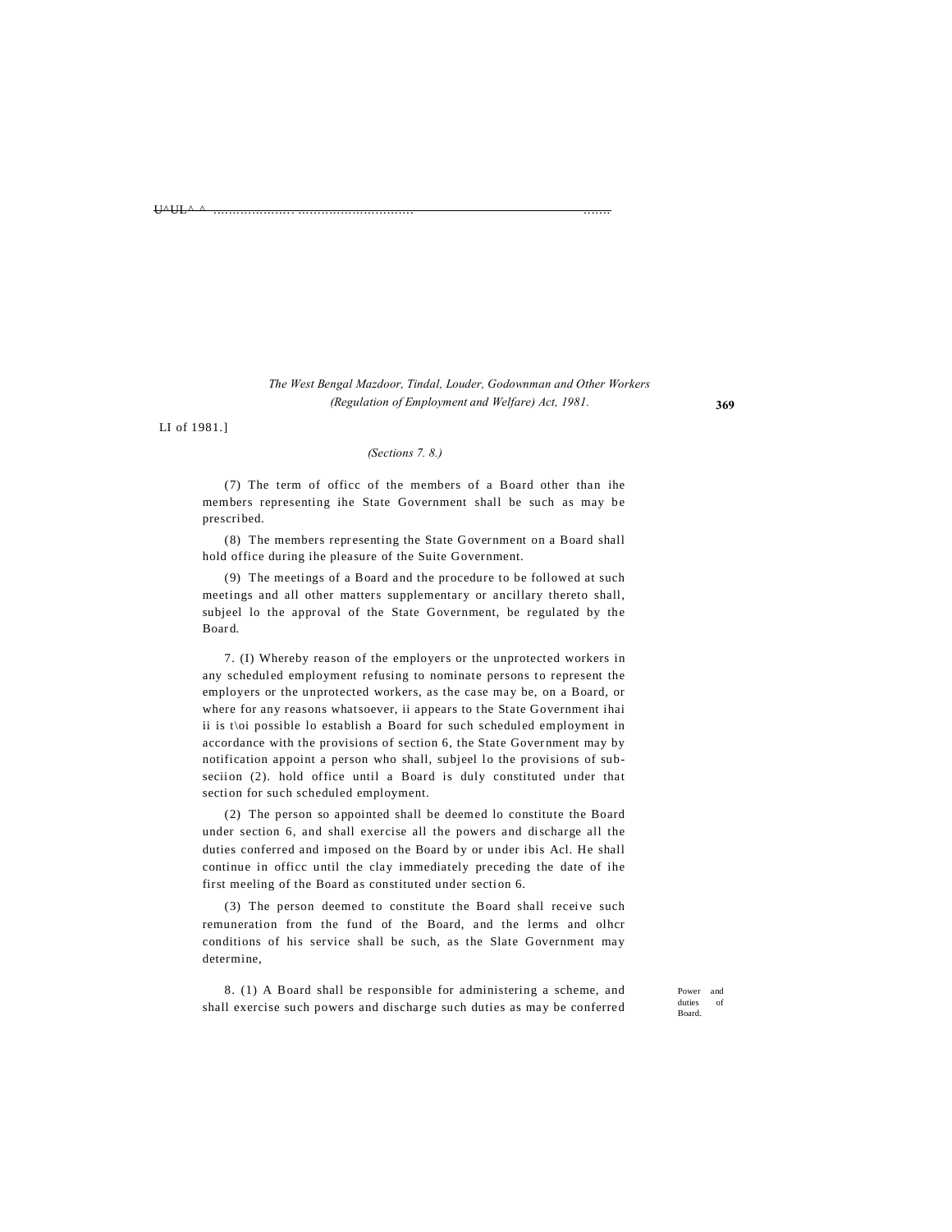(Sections 7. 8.)

(7) The term of officc of the members of a Board other than ihe members representing ihe State Government shall be such as may be prescribed.

(8) The members representing the State Government on a Board shall hold office during ihe pleasure of the Suite Government.

(9) The meetings of a Board and the procedure to be followed at such meetings and all other matters supplementary or ancillary thereto shall, subjeel lo the approval of the State Government, be regulated by the Board.

7. (I) Whereby reason of the employers or the unprotected workers in any scheduled employment refusing to nominate persons to represent the employers or the unprotected workers, as the case may be, on a Board, or where for any reasons whatsoever, ii appears to the State Government ihai ii is t\oi possible lo establish a Board for such scheduled employment in accordance with the provisions of section 6, the State Government may by notification appoint a person who shall, subjeel lo the provisions of sub-seciion (2). hold office until a Board is duly constituted under that section for such scheduled employment.

(2) The person so appointed shall be deemed lo constitute the Board under section 6, and shall exercise all the powers and discharge all the duties conferred and imposed on the Board by or under ibis Acl. He shall continue in officc until the clay immediately preceding the date of ihe first meeling of the Board as constituted under section 6.

(3) The person deemed to constitute the Board shall receive such remuneration from the fund of the Board, and the lerms and olhcr conditions of his service shall be such, as the Slate Government may determine,

Power and duties of Board.

8. (1) A Board shall be responsible for administering a scheme, and shall exercise such powers and discharge such duties as may be conferred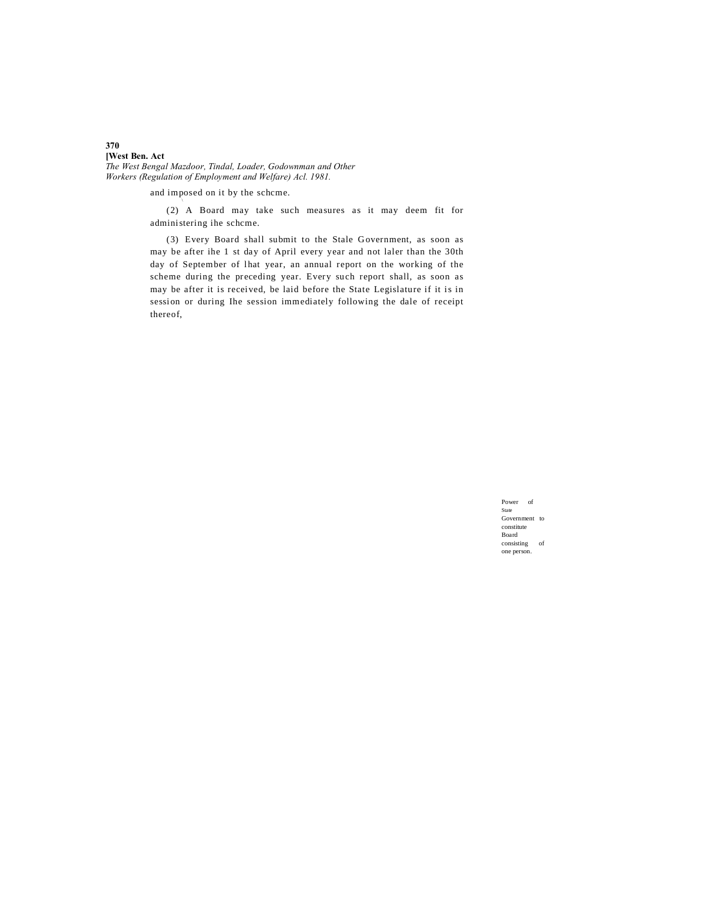and imposed on it by the schcme.

(2) A Board may take such measures as it may deem fit for administering ihe schcme.

(3) Every Board shall submit to the Stale Government, as soon as may be after ihe 1 st day of April every year and not laler than the 30th day of September of lhat year, an annual report on the working of the scheme during the preceding year. Every such report shall, as soon as may be after it is received, be laid before the State Legislature if it is in session or during Ihe session immediately following the dale of receipt thereof,

Power of State Government to constitute Board consisting of one person.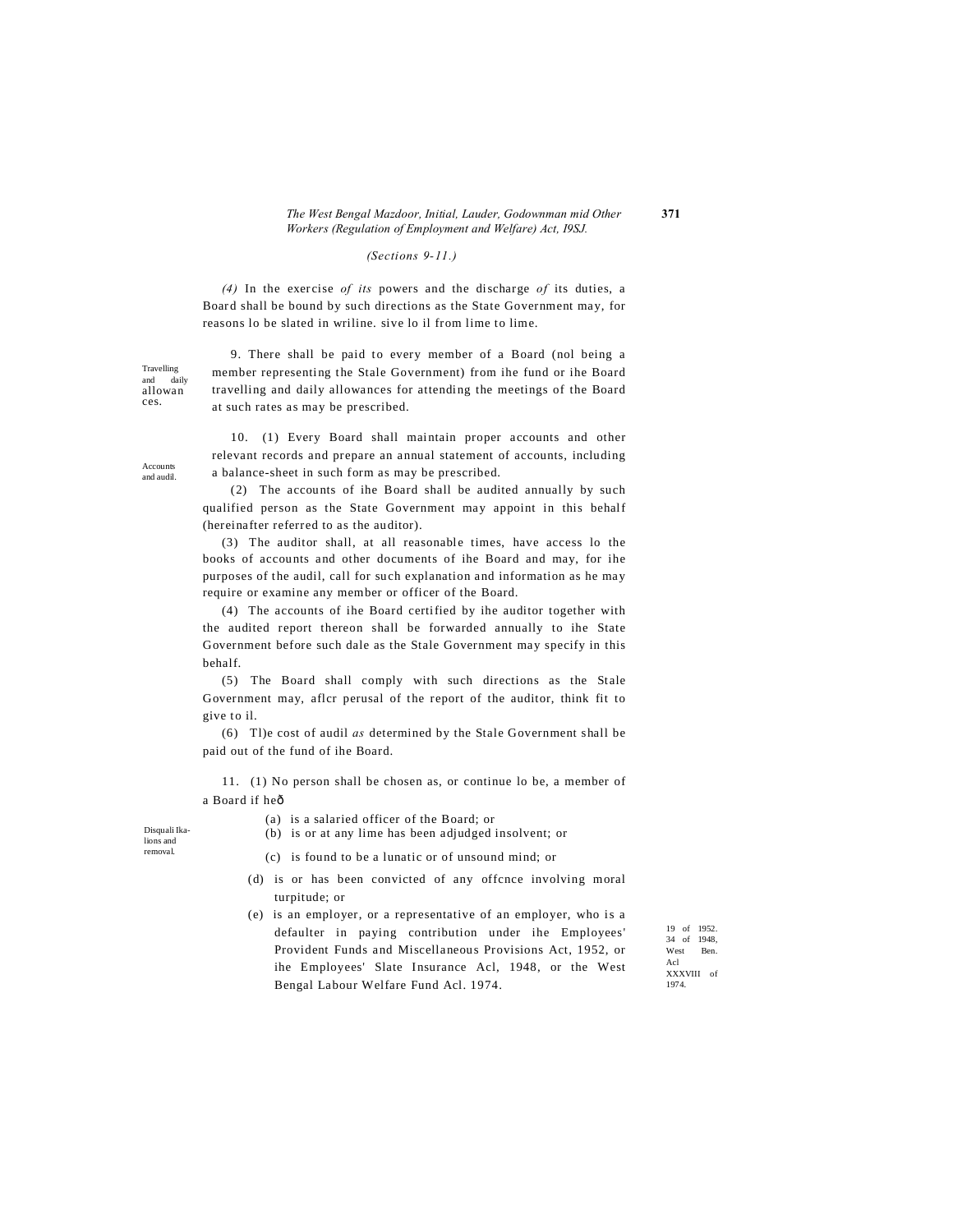*(Sections 9-11.)*

*(4)* In the exercise *of its* powers and the discharge *of* its duties, a Board shall be bound by such directions as the State Government may, for reasons lo be slated in wriline. sive lo il from lime to lime.

Travelling and daily allowances.

9. There shall be paid to every member of a Board (nol being a member representing the Stale Government) from ihe fund or ihe Board travelling and daily allowances for attending the meetings of the Board at such rates as may be prescribed.

Accounts and audil.

10. (1) Every Board shall maintain proper accounts and other relevant records and prepare an annual statement of accounts, including a balance-sheet in such form as may be prescribed.

(2) The accounts of ihe Board shall be audited annually by such qualified person as the State Government may appoint in this behalf (hereinafter referred to as the auditor).

(3) The auditor shall, at all reasonable times, have access lo the books of accounts and other documents of ihe Board and may, for ihe purposes of the audil, call for such explanation and information as he may require or examine any member or officer of the Board.

(4) The accounts of ihe Board certified by ihe auditor together with the audited report thereon shall be forwarded annually to ihe State Government before such dale as the Stale Government may specify in this behalf.

(5) The Board shall comply with such directions as the Stale Government may, aflcr perusal of the report of the auditor, think fit to give to il.

(6) Tl)e cost of audil *as* determined by the Stale Government shall be paid out of the fund of ihe Board.

Disquali Ikalions and removal.

11. (1) No person shall be chosen as, or continue lo be, a member of a Board if heð

(a) is a salaried officer of the Board; or

(b) is or at any lime has been adjudged insolvent; or

(c) is found to be a lunatic or of unsound mind; or

(d) is or has been convicted of any offcnce involving moral turpitude; or

(e) is an employer, or a representative of an employer, who is a defaulter in paying contribution under ihe Employees' Provident Funds and Miscellaneous Provisions Act, 1952, or ihe Employees' Slate Insurance Acl, 1948, or the West Bengal Labour Welfare Fund Acl. 1974.

19 of 1952. 34 of 1948, West Ben. Acl XXXVIII of 1974.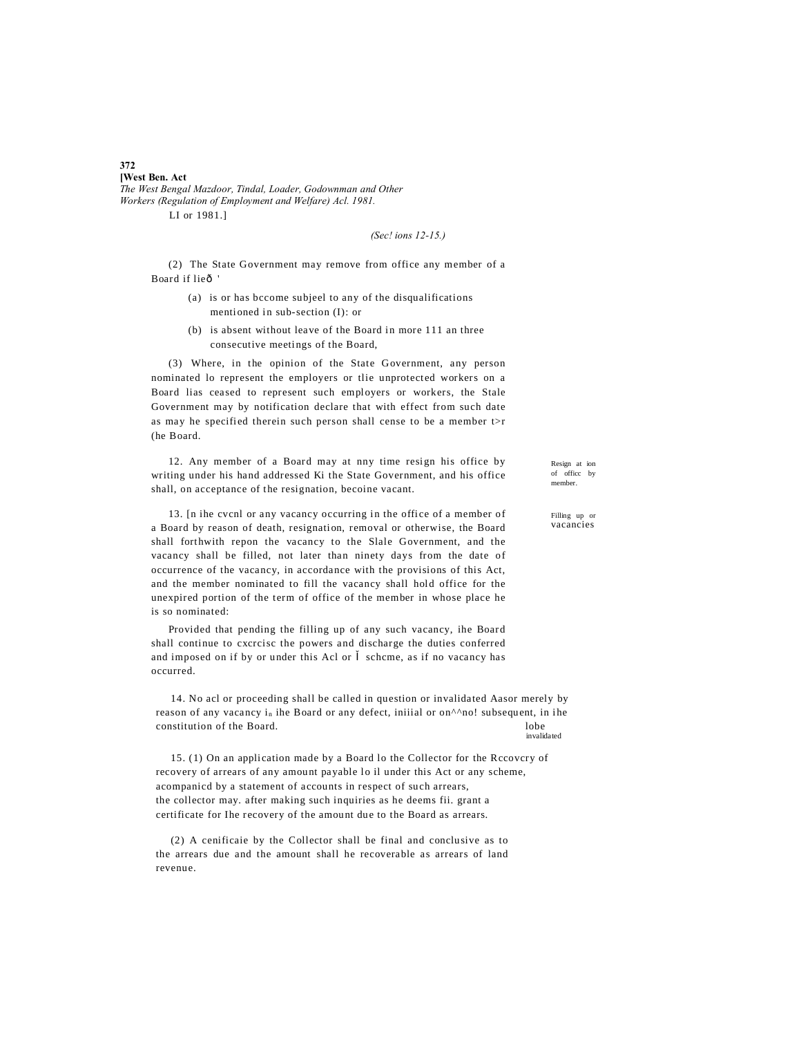(Sec! ions 12-15.)

(2) The State Government may remove from office any member of a Board if lieð '

(a) is or has bccome subjeel to any of the disqualifications mentioned in sub-section (I): or

(b) is absent without leave of the Board in more 111 an three consecutive meetings of the Board,

(3) Where, in the opinion of the State Government, any person nominated lo represent the employers or tlie unprotected workers on a Board lias ceased to represent such employers or workers, the Stale Government may by notification declare that with effect from such date as may he specified therein such person shall cense to be a member t>r (he Board.

Resign at ion of officc by member.

12. Any member of a Board may at nny time resign his office by writing under his hand addressed Ki the State Government, and his office shall, on acceptance of the resignation, becoine vacant.

Filling up or vacancies

13. [n ihe cvcnl or any vacancy occurring in the office of a member of a Board by reason of death, resignation, removal or otherwise, the Board shall forthwith repon the vacancy to the Slale Government, and the vacancy shall be filled, not later than ninety days from the date of occurrence of the vacancy, in accordance with the provisions of this Act, and the member nominated to fill the vacancy shall hold office for the unexpired portion of the term of office of the member in whose place he is so nominated:

Provided that pending the filling up of any such vacancy, ihe Board shall continue to cxcrcisc the powers and discharge the duties conferred and imposed on if by or under this Acl or Ĭ schcme, as if no vacancy has occurred.

14. No acl or proceeding shall be called in question or invalidated Aasor merely by reason of any vacancy in ihe Board or any defect, iniiial or on^^no! subsequent, in ihe constitution of the Board.

lobe invalidated

15. (1) On an application made by a Board lo the Collector for the Rccovcry of recovery of arrears of any amount payable lo il under this Act or any scheme, acompanicd by a statement of accounts in respect of such arrears, the collector may. after making such inquiries as he deems fii. grant a certificate for Ihe recovery of the amount due to the Board as arrears.

(2) A cenificaie by the Collector shall be final and conclusive as to the arrears due and the amount shall he recoverable as arrears of land revenue.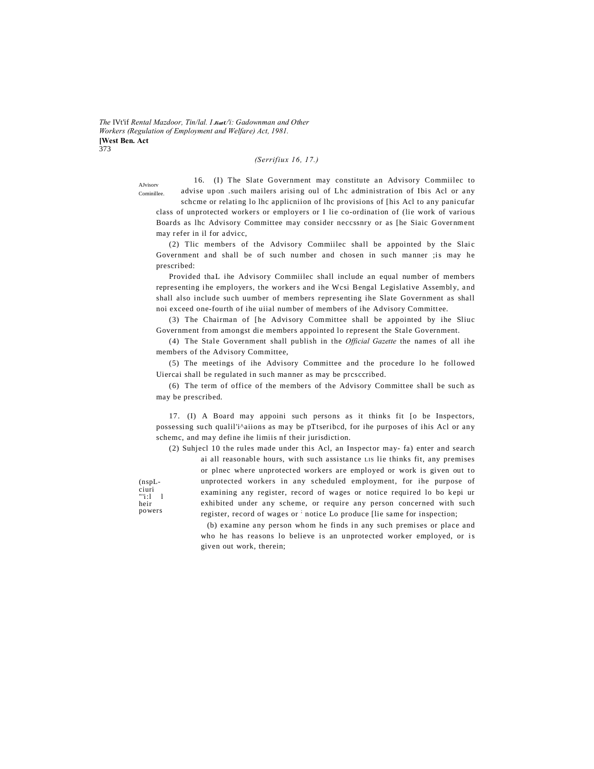*(Serrifiux 16, 17.)*

AJvisorv Cominillee.

16. (I) The Slate Government may constitute an Advisory Commiilec to advise upon .such mailers arising oul of Lhc administration of Ibis Acl or any schcme or relating lo lhc applicniion of lhc provisions of [his Acl to any panicufar class of unprotected workers or employers or I lie co-ordination of (lie work of various Boards as lhc Advisory Committee may consider neccssnry or as [he Siaic Government may refer in il for advicc,

(2) Tlic members of the Advisory Commiilec shall be appointed by the Slaic Government and shall be of such number and chosen in such manner ;is may he prescribed:

Provided thaL ihe Advisory Commiilec shall include an equal number of members representing ihe employers, the workers and ihe Wcsi Bengal Legislative Assembly, and shall also include such uumber of members representing ihe Slate Government as shall noi exceed one-fourth of ihe uiial number of members of ihe Advisory Committee.

(3) The Chairman of [he Advisory Committee shall be appointed by ihe Sliuc Government from amongst die members appointed lo represent the Stale Government.

(4) The Stale Government shall publish in the *Official Gazette* the names of all ihe members of the Advisory Committee,

(5) The meetings of ihe Advisory Committee and the procedure lo he followed Uiercai shall be regulated in such manner as may be prcsccribed.

(6) The term of office of the members of the Advisory Committee shall be such as may be prescribed.

(nspL-ciuri "'i:l l heir powers

17. (I) A Board may appoini such persons as it thinks fit [o be Inspectors, possessing such qualil'i^aiions as may be pTtseribcd, for ihe purposes of ihis Acl or any schemc, and may define ihe limiis nf their jurisdiction.

(2) Suhjecl 10 the rules made under this Acl, an Inspector may- fa) enter and search ai all reasonable hours, with such assistance LIS lie thinks fit, any premises or plnec where unprotected workers are employed or work is given out to unprotected workers in any scheduled employment, for ihe purpose of examining any register, record of wages or notice required lo bo kepi ur exhibited under any scheme, or require any person concerned with such register, record of wages or notice Lo produce [lie same for inspection;

(b) examine any person whom he finds in any such premises or place and who he has reasons lo believe is an unprotected worker employed, or is given out work, therein;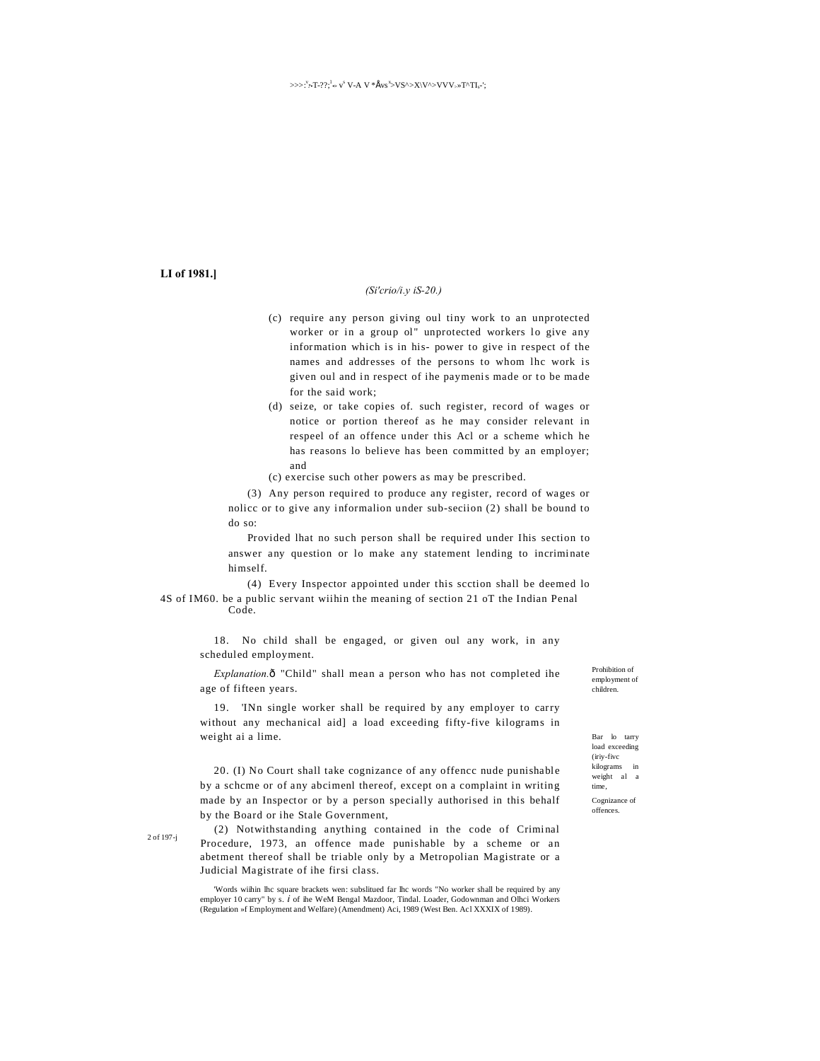(c) require any person giving oul tiny work to an unprotected worker or in a group ol" unprotected workers lo give any information which is in his- power to give in respect of the names and addresses of the persons to whom lhc work is given oul and in respect of ihe paymenis made or to be made for the said work;

(d) seize, or take copies of. such register, record of wages or notice or portion thereof as he may consider relevant in respeel of an offence under this Acl or a scheme which he has reasons lo believe has been committed by an employer; and

(c) exercise such other powers as may be prescribed.

(3) Any person required to produce any register, record of wages or nolicc or to give any informalion under sub-seciion (2) shall be bound to do so:

Provided lhat no such person shall be required under Ihis section to answer any question or lo make any statement lending to incriminate himself.

(4) Every Inspector appointed under this scction shall be deemed lo be a public servant wiihin the meaning of section 21 oT the Indian Penal Code.

4S of IM60.

Prohibition of employment of children.

18. No child shall be engaged, or given oul any work, in any scheduled employment.

*Explanation.*— "Child" shall mean a person who has not completed ihe age of fifteen years.

Bar lo tarry load exceeding (iriy-fivc kilograms in weight al a time,

19. '[No single worker shall be required by any employer to carry without any mechanical aid] a load exceeding fifty-five kilograms in weight ai a lime.

Cognizance of offences.

20. (I) No Court shall take cognizance of any offencc nude punishable by a schcme or of any abcimenl thereof, except on a complaint in writing made by an Inspector or by a person specially authorised in this behalf by the Board or ihe Stale Government,

2 of 197-j

(2) Notwithstanding anything contained in the code of Criminal Procedure, 1973, an offence made punishable by a scheme or an abetment thereof shall be triable only by a Metropolian Magistrate or a Judicial Magistrate of ihe firsi class.

'Words wiihin lhc square brackets wen: subslitued far lhc words "No worker shall be required by any employer 10 carry" by s. *i* of ihe WeM Bengal Mazdoor, Tindal. Loader, Godownman and Olhci Workers (Regulation »f Employment and Welfare) (Amendment) Aci, 1989 (West Ben. Acl XXXIX of 1989).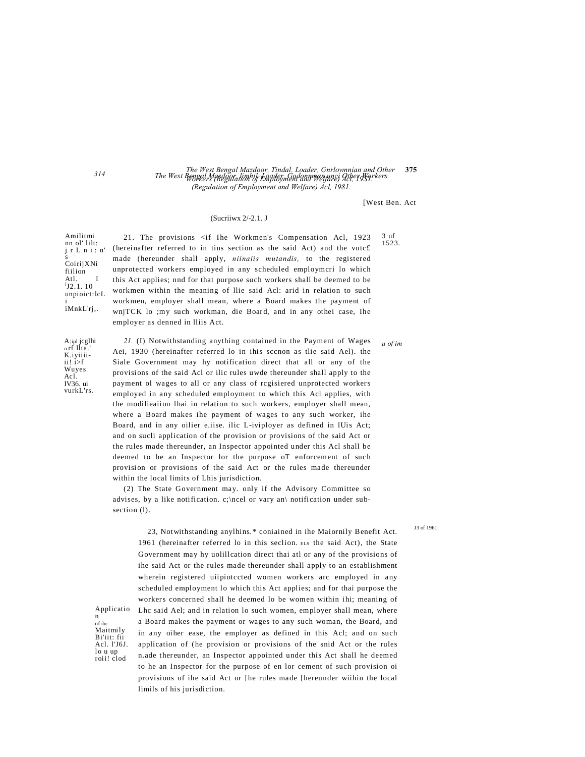(Sucriiwx 2/-2.1. J

Amilitmi nn ol' lilt: j r L n i.: n' s CoirijXNi fiilion Atl. I [1]J2.1. 10 unpioict:lcL i iMnkL'rj,.

3 uf 1523.

21. The provisions <if Ihe Workmen's Compensation Acl, 1923 (hereinafter referred to in tins section as the said Act) and the vutc£ made (hereunder shall apply, *niinaiis mutandis,* to the registered unprotected workers employed in any scheduled employmcri lo which this Act applies; nnd for that purpose such workers shall be deemed to be workmen within the meaning of llie said Acl: arid in relation to such workmen, employer shall mean, where a Board makes the payment of wnjTCK lo ;my such workman, die Board, and in any othei case, Ihe employer as denned in lliis Act.

A |ipl jcgIhi n rf llta.' K.iyiiii-ii! i>f Wuyes Acl. IV36. ui vurkL'rs.

*a of im*

*21.* (I) Notwithstanding anything contained in the Payment of Wages Aei, 1930 (hereinafter referred lo in ihis sccnon as tlie said Ael). the Siale Government may hy notification direct that all or any of the provisions of the said Acl or ilic rules uwde thereunder shall apply to the payment ol wages to all or any class of rcgisiered unprotected workers employed in any scheduled employment to which this Acl applies, with the modilieaiion lhai in relation to such workers, employer shall mean, where a Board makes ihe payment of wages to any such worker, ihe Board, and in any oilier e.iise. ilic L-iviployer as defined in lUis Act; and on sucli application of the provision or provisions of the said Act or the rules made thereunder, an Inspector appointed under this Acl shall be deemed to be an Inspector lor the purpose oT enforcement of such provision or provisions of the said Act or the rules made thereunder within the local limits of Lhis jurisdiction.

(2) The State Government may. only if the Advisory Committee so advises, by a like notification. c;\ncel or vary an\ notification under sub-section (l).

J3 of 1961.

Applicatio n of ilic Maitmily Bi'iit: fii Acl. l'J6J. lo u up roii! clod

23, Notwithstanding anylhins.* coniained in ihe Maiornily Benefit Act. 1961 (hereinafter referred lo in this seclion. ELS the said Act), the State Government may hy uolillcation direct thai atl or any of the provisions of ihe said Act or the rules made thereunder shall apply to an establishment wherein registered uiipiotccted women workers arc employed in any scheduled employment lo which this Act applies; and for thai purpose the workers concerned shall he deemed lo be women within ihi; meaning of Lhc said Ael; and in relation lo such women, employer shall mean, where a Board makes the payment or wages to any such woman, the Board, and in any oiher ease, the employer as defined in this Acl; and on such application of (he provision or provisions of the snid Act or the rules n.ade thereunder, an Inspector appointed under this Act shall he deemed to he an Inspector for the purpose of en lor cement of such provision oi provisions of ihe said Act or [he rules made [hereunder wiihin the local limils of his jurisdiction.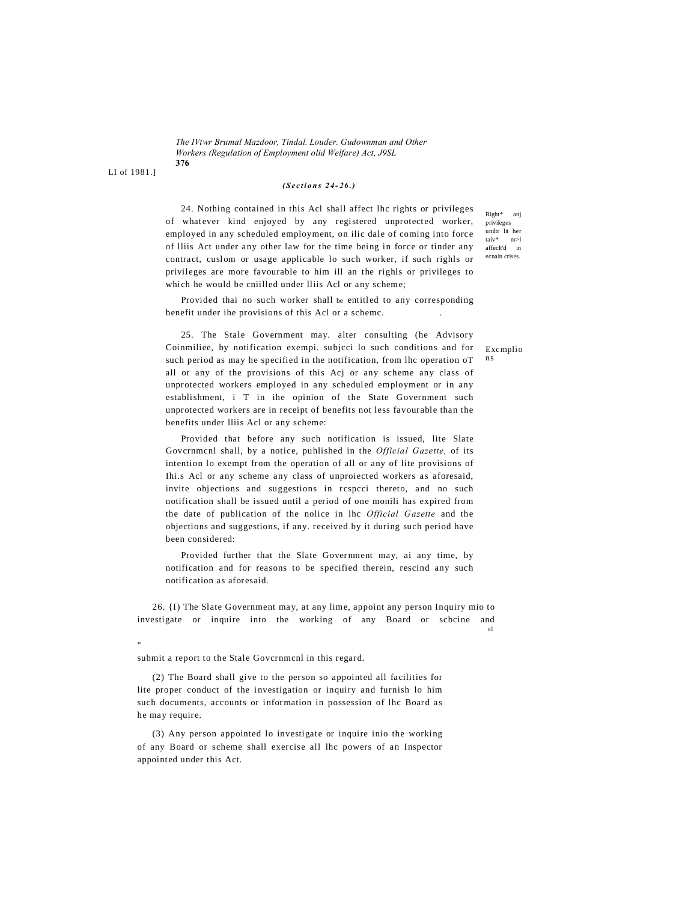*(Sections 24-26.)*

24. Nothing contained in this Acl shall affect lhc rights or privileges of whatever kind enjoyed by any registered unprotected worker, employed in any scheduled employment, on ilic dale of coming into force of lliis Act under any other law for the time being in force or tinder any contract, cuslom or usage applicable lo such worker, if such righls or privileges are more favourable to him ill an the righls or privileges to which he would be cniilled under lliis Acl or any scheme;

Right* anj privileges uniltr lit her taiv* nr>l affeclt'd in ecnain crises.

Provided thai no such worker shall be entitled to any corresponding benefit under ihe provisions of this Acl or a schemc.

25. The Stale Government may. alter consulting (he Advisory Coinmiliee, by notification exempi. subjcci lo such conditions and for such period as may he specified in the notification, from lhc operation oT all or any of the provisions of this Acj or any scheme any class of unprotected workers employed in any scheduled employment or in any establishment, i T in ihe opinion of the State Government such unprotected workers are in receipt of benefits not less favourable than the benefits under lliis Acl or any scheme:

Excmplions

Provided that before any such notification is issued, lite Slate Govcrnmcnl shall, by a notice, puhlished in the *Official Gazette,* of its intention lo exempt from the operation of all or any of lite provisions of Ihi.s Acl or any scheme any class of unproiected workers as aforesaid, invite objections and suggestions in rcspcci thereto, and no such notification shall be issued until a period of one monili has expired from the date of publication of the nolice in lhc *Official Gazette* and the objections and suggestions, if any. received by it during such period have been considered:

Provided further that the Slate Government may, ai any time, by notification and for reasons to be specified therein, rescind any such notification as aforesaid.

26. {I) The Slate Government may, at any lime, appoint any person to investigate or inquire into the working of any Board or scbcine and submit a report to the Stale Govcrnmcnl in this regard.

Inquiry mio ol

(2) The Board shall give to the person so appointed all facilities for lite proper conduct of the investigation or inquiry and furnish lo him such documents, accounts or information in possession of lhc Board as he may require.

(3) Any person appointed lo investigate or inquire inio the working of any Board or scheme shall exercise all lhc powers of an Inspector appointed under this Act.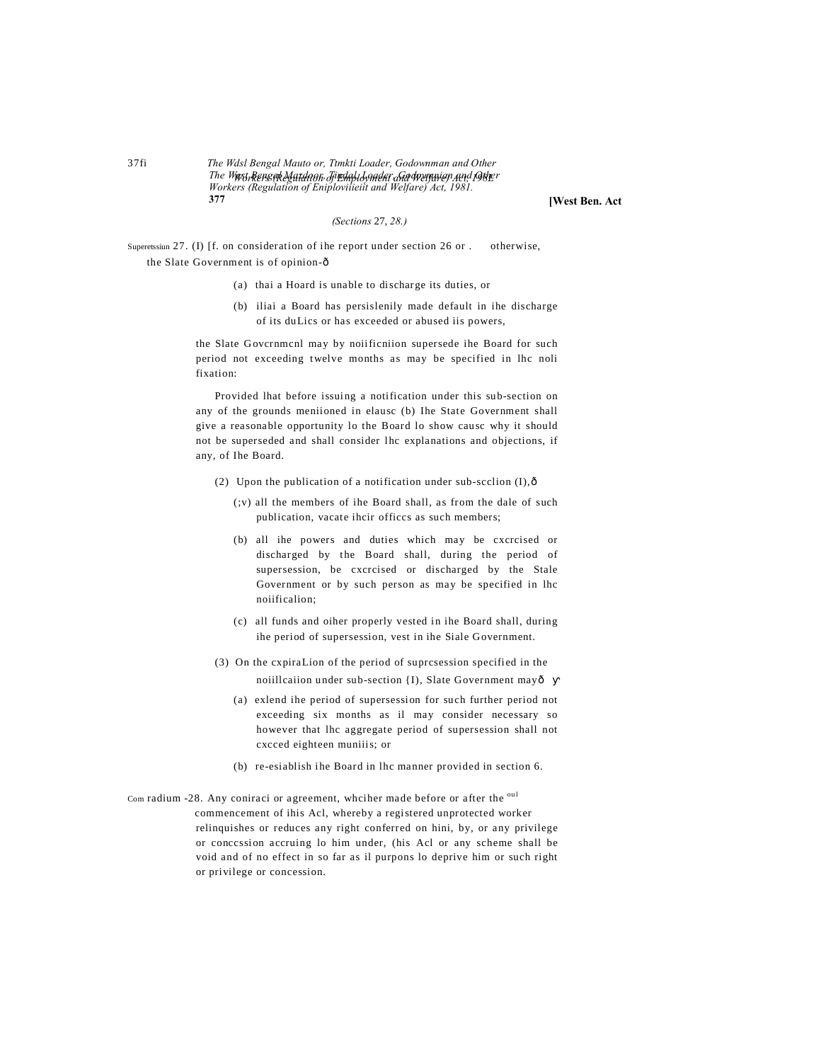*(Sections 27, 28.)*

Superetssiun 27. (I) [f. on consideration of ihe report under section 26 or . otherwise, the Slate Government is of opinion-

(a) thai a Hoard is unable to discharge its duties, or

(b) iliai a Board has persislenily made default in ihe discharge of its duLics or has exceeded or abused iis powers,

the Slate Govcrnmcnl may by noiificniion supersede ihe Board for such period not exceeding twelve months as may be specified in lhc noli fixation:

Provided lhat before issuing a notification under this sub-section on any of the grounds meniioned in elausc (b) Ihe State Government shall give a reasonable opportunity lo the Board lo show causc why it should not be superseded and shall consider lhc explanations and objections, if any, of Ihe Board.

(2) Upon the publication of a notification under sub-scclion (I),

(;v) all the members of ihe Board shall, as from the dale of such publication, vacate ihcir officcs as such members;

(b) all ihe powers and duties which may be cxcrcised or discharged by the Board shall, during the period of supersession, be cxcrcised or discharged by the Stale Government or by such person as may be specified in lhc noiificalion;

(c) all funds and oiher properly vested in ihe Board shall, during ihe period of supersession, vest in ihe Siale Government.

(3) On the cxpiraLion of the period of suprcsession specified in the noiillcaiion under sub-section {I), Slate Government may

(a) exlend ihe period of supersession for such further period not exceeding six months as il may consider necessary so however that lhc aggregate period of supersession shall not cxcced eighteen muniis; or

(b) re-esiablish ihe Board in lhc manner provided in section 6.

Com radium -28. Any coniraci or agreement, whciher made before or after the oul commencement of ihis Acl, whereby a registered unprotected worker relinquishes or reduces any right conferred on hini, by, or any privilege or conccssion accruing lo him under, (his Acl or any scheme shall be void and of no effect in so far as il purpons lo deprive him or such right or privilege or concession.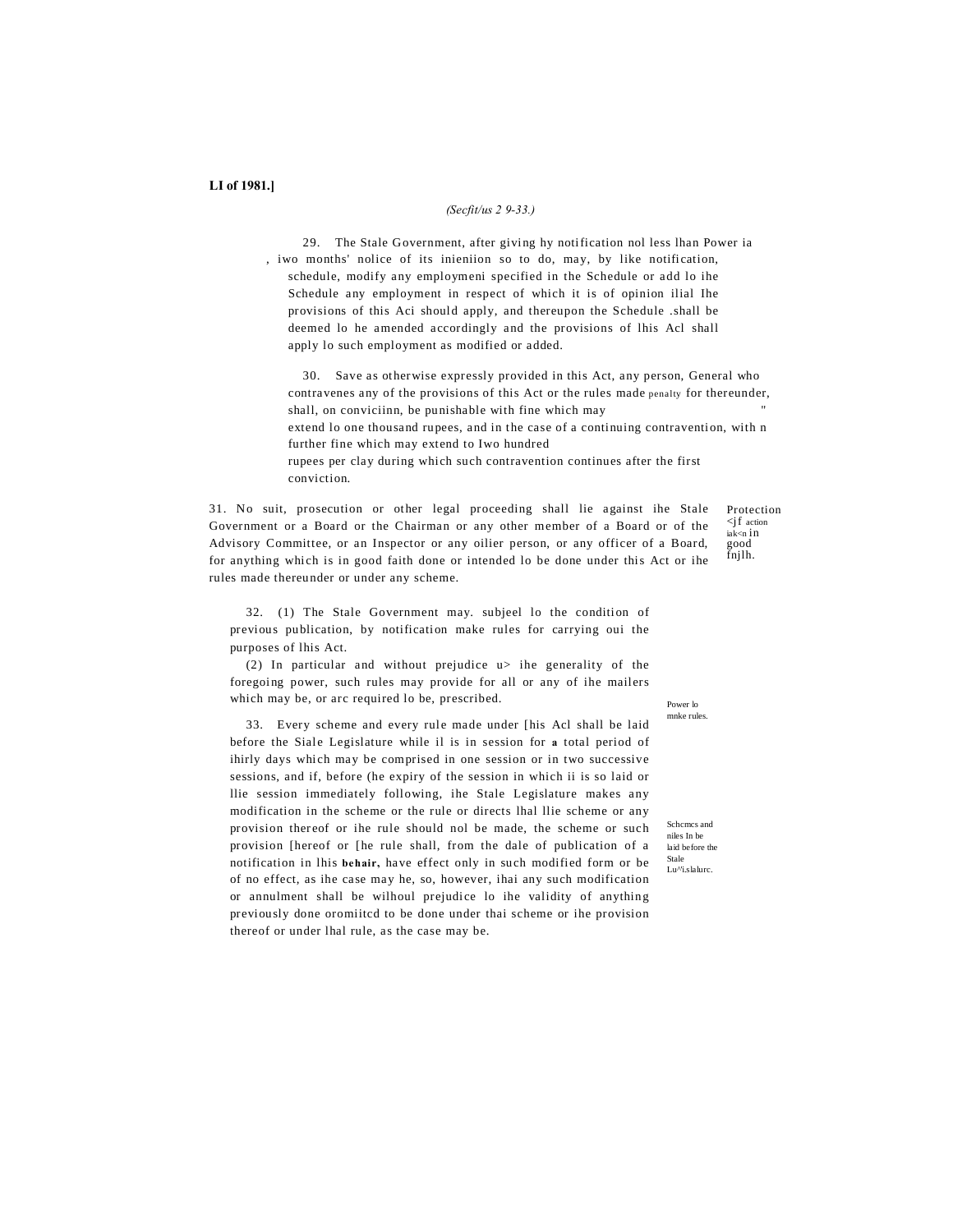**LI of 1981.]**

*(Secfit/us 2 9-33.)*

Power ia schedule.

29. The Stale Government, after giving hy notification nol less lhan iwo months' nolice of its inieniion so to do, may, by like notification, modify any employmeni specified in the Schedule or add lo ihe Schedule any employment in respect of which it is of opinion ilial Ihe provisions of this Aci should apply, and thereupon the Schedule .shall be deemed lo he amended accordingly and the provisions of lhis Acl shall apply lo such employment as modified or added.

General penalty for who

30. Save as otherwise expressly provided in this Act, any person, who contravenes any of the provisions of this Act or the rules made thereunder, shall, on conviciinn, be punishable with fine which may extend lo one thousand rupees, and in the case of a continuing contravention, with n further fine which may extend to Iwo hundred rupees per clay during which such contravention continues after the first conviction.

Protection <jf action iak<n in good fnjlh.

31. No suit, prosecution or other legal proceeding shall lie against ihe Stale Government or a Board or the Chairman or any other member of a Board or of the Advisory Committee, or an Inspector or any oilier person, or any officer of a Board, for anything which is in good faith done or intended lo be done under this Act or ihe rules made thereunder or under any scheme.

Power lo mnke rules.

32. (1) The Stale Government may. subjeel lo the condition of previous publication, by notification make rules for carrying oui the purposes of lhis Act.

(2) In particular and without prejudice u> ihe generality of the foregoing power, such rules may provide for all or any of ihe mailers which may be, or arc required lo be, prescribed.

Schcmcs and niles In be laid before the Stale Lu^i.slalurc.

33. Every scheme and every rule made under [his Acl shall be laid before the Siale Legislature while il is in session for **a** total period of ihirly days which may be comprised in one session or in two successive sessions, and if, before (he expiry of the session in which ii is so laid or llie session immediately following, ihe Stale Legislature makes any modification in the scheme or the rule or directs lhal llie scheme or any provision thereof or ihe rule should nol be made, the scheme or such provision [hereof or [he rule shall, from the dale of publication of a notification in lhis **behair,** have effect only in such modified form or be of no effect, as ihe case may he, so, however, ihai any such modification or annulment shall be wilhoul prejudice lo ihe validity of anything previously done oromiitcd to be done under thai scheme or ihe provision thereof or under lhal rule, as the case may be.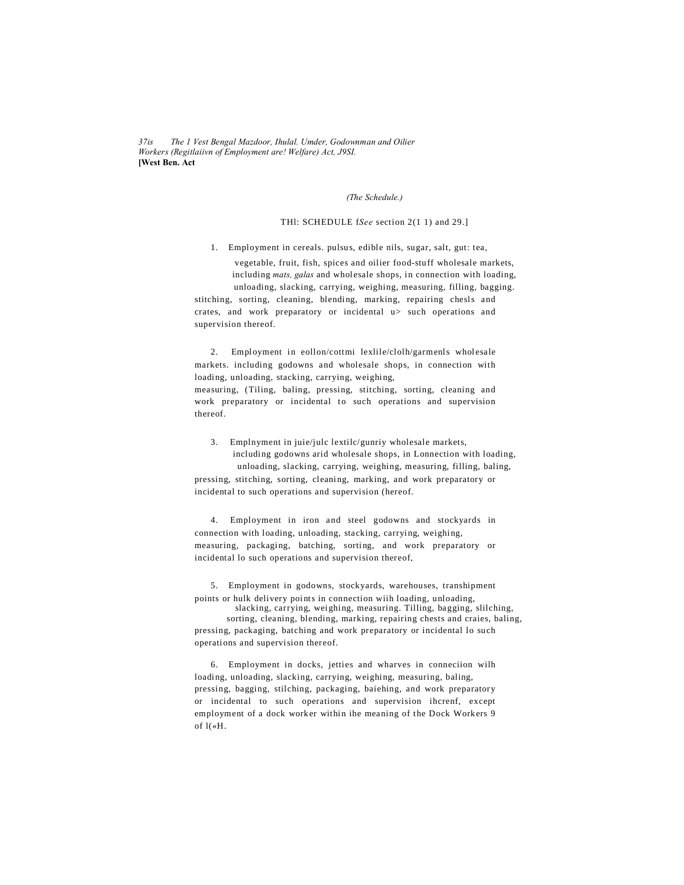(The Schedule.)

THl: SCHEDULE f*See* section 2(1 1) and 29.]

1. Employment in cereals. pulsus, edible nils, sugar, salt, gut: tea, vegetable, fruit, fish, spices and oilier food-stuff wholesale markets, including *mats, galas* and wholesale shops, in connection with loading, unloading, slacking, carrying, weighing, measuring, filling, bagging. stitching, sorting, cleaning, blending, marking, repairing chesls and crates, and work preparatory or incidental u> such operations and supervision thereof.

2. Employment in eollon/cottmi lexlile/clolh/garmenls wholesale markets. including godowns and wholesale shops, in connection with loading, unloading, stacking, carrying, weighing, measuring, (Tiling, baling, pressing, stitching, sorting, cleaning and work preparatory or incidental to such operations and supervision thereof.

3. Emplnyment in juie/julc lextilc/gunriy wholesale markets, including godowns arid wholesale shops, in Lonnection with loading, unloading, slacking, carrying, weighing, measuring, filling, baling, pressing, stitching, sorting, cleaning, marking, and work preparatory or incidental to such operations and supervision (hereof.

4. Employment in iron and steel godowns and stockyards in connection with loading, unloading, stacking, carrying, weighing, measuring, packaging, batching, sorting, and work preparatory or incidental lo such operations and supervision thereof,

5. Employment in godowns, stockyards, warehouses, transhipment points or hulk delivery points in connection wiih loading, unloading, slacking, carrying, weighing, measuring. Tilling, bagging, slilching, sorting, cleaning, blending, marking, repairing chests and craies, baling, pressing, packaging, batching and work preparatory or incidental lo such operations and supervision thereof.

6. Employment in docks, jetties and wharves in conneciion wilh loading, unloading, slacking, carrying, weighing, measuring, baling, pressing, bagging, stilching, packaging, baiehing, and work preparatory or incidental to such operations and supervision ihcrenf, except employment of a dock worker within ihe meaning of the Dock Workers 9 of l(«H.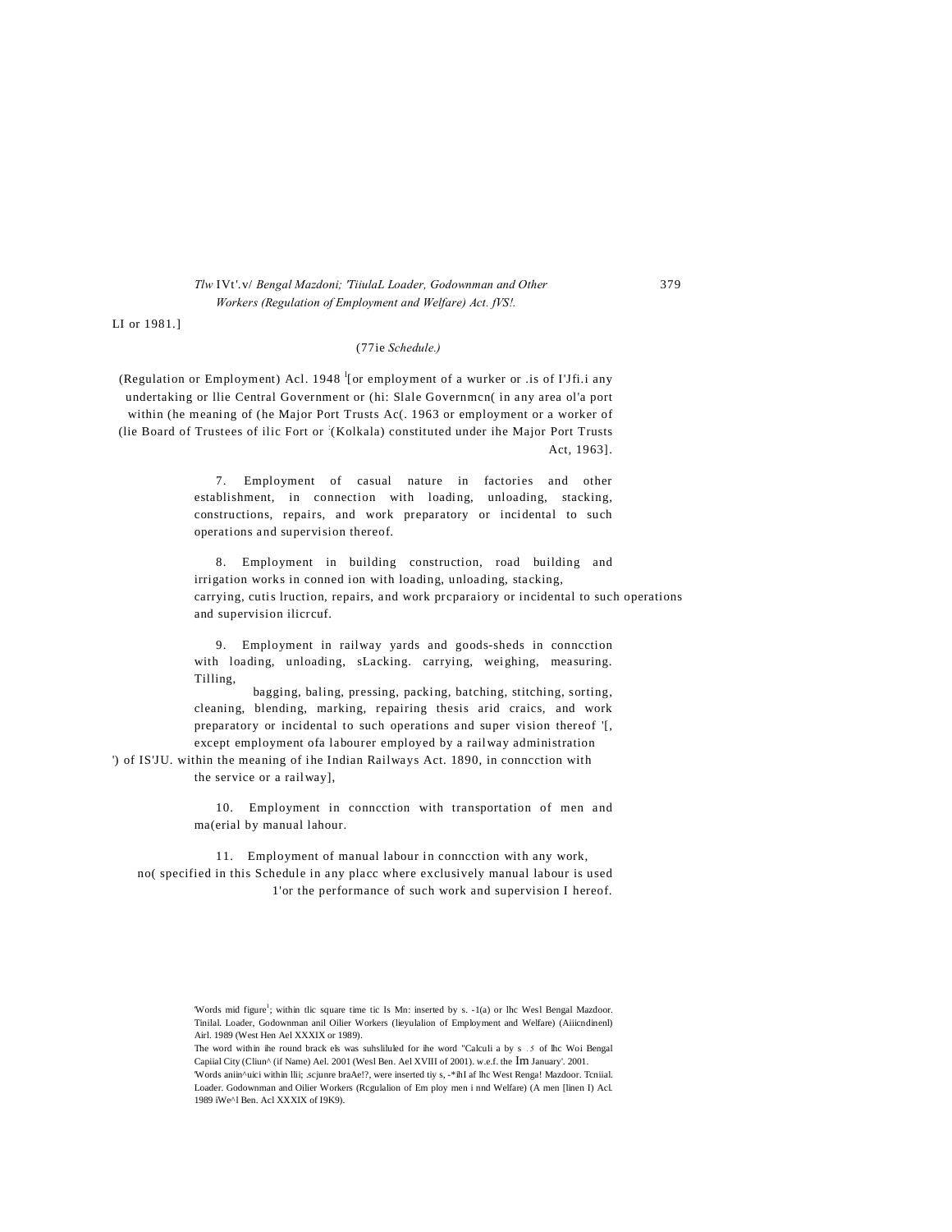LI or 1981.]

(77ie *Schedule.)*

(Regulation or Employment) Acl. 1948 [1][or employment of a wurker or .is of I'Jfi.i any undertaking or llie Central Government or (hi: Slale Governmcn( in any area ol'a port within (he meaning of (he Major Port Trusts Ac(. 1963 or employment or a worker of (lie Board of Trustees of ilic Fort or [2](Kolkala) constituted under ihe Major Port Trusts Act, 1963].

7. Employment of casual nature in factories and other establishment, in connection with loading, unloading, stacking, constructions, repairs, and work preparatory or incidental to such operations and supervision thereof.

8. Employment in building construction, road building and irrigation works in conned ion with loading, unloading, stacking, carrying, cutis lruction, repairs, and work prcparaiory or incidental to such operations and supervision ilicrcuf.

9. Employment in railway yards and goods-sheds in conncction with loading, unloading, sLacking. carrying, weighing, measuring. Tilling, bagging, baling, pressing, packing, batching, stitching, sorting, cleaning, blending, marking, repairing thesis arid craics, and work preparatory or incidental to such operations and super vision thereof '[, except employment ofa labourer employed by a railway administration ') of IS'JU. within the meaning of ihe Indian Railways Act. 1890, in conncction with the service or a railway],

10. Employment in conncction with transportation of men and ma(erial by manual lahour.

11. Employment of manual labour in conncction with any work, no( specified in this Schedule in any placc where exclusively manual labour is used 1'or the performance of such work and supervision I hereof.

---

'Words mid figure[1]; within tlic square time tic Is Mn: inserted by s. -1(a) or lhc Wesl Bengal Mazdoor. Tinilal. Loader, Godownman anil Oilier Workers (lieyulalion of Employment and Welfare) (Aiiicndinenl) Airl. 1989 (West Hen Ael XXXIX or 1989).

The word within ihe round brack els was suhsliluled for ihe word "Calculi a by s .5 of lhc Woi Bengal Capiial City (Cliun^ (if Name) Ael. 2001 (Wesl Ben. Ael XVIII of 2001). w.e.f. the Im January'. 2001.

'Words aniin^uici within Ilii; .scjunre braAe!?, were inserted tiy s, -*ihI af lhc West Renga! Mazdoor. Tcniial. Loader. Godownman and Oilier Workers (Rcgulalion of Em ploy men i nnd Welfare) (A men [linen I) Acl. 1989 iWe^l Ben. Acl XXXIX of I9K9).